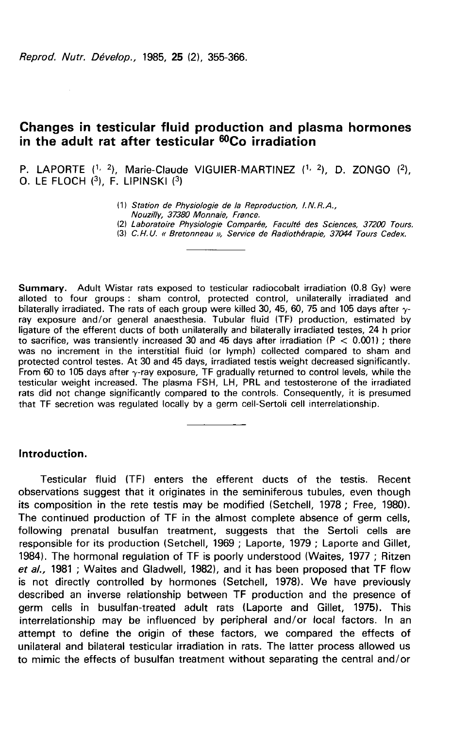# Changes in testicular fluid production and plasma hormones in the adult rat after testicular $^{60}Co$ irradiation

P. LAPORTE [1, 2], Marie-Claude VIGUIER-MARTINEZ [1, 2], D. ZONGO [2], O. LE FLOCH [3], F. LIPINSKI [3]

(1) *Station de Physiologie de la Reproduction, I.N.R.A., Nouzilly, 37380 Monnaie, France.*
(2) *Laboratoire Physiologie Comparée, Faculté des Sciences, 37200 Tours.*
(3) *C.H.U. « Bretonneau », Service de Radiothérapie, 37044 Tours Cedex.*

**Summary.** Adult Wistar rats exposed to testicular radiocobalt irradiation (0.8 Gy) were alloted to four groups : sham control, protected control, unilaterally irradiated and bilaterally irradiated. The rats of each group were killed 30, 45, 60, 75 and 105 days after $\gamma$-ray exposure and/or general anaesthesia. Tubular fluid (TF) production, estimated by ligature of the efferent ducts of both unilaterally and bilaterally irradiated testes, 24 h prior to sacrifice, was transiently increased 30 and 45 days after irradiation ($P < 0.001$) ; there was no increment in the interstitial fluid (or lymph) collected compared to sham and protected control testes. At 30 and 45 days, irradiated testis weight decreased significantly. From 60 to 105 days after $\gamma$-ray exposure, TF gradually returned to control levels, while the testicular weight increased. The plasma FSH, LH, PRL and testosterone of the irradiated rats did not change significantly compared to the controls. Consequently, it is presumed that TF secretion was regulated locally by a germ cell-Sertoli cell interrelationship.

## Introduction.

Testicular fluid (TF) enters the efferent ducts of the testis. Recent observations suggest that it originates in the seminiferous tubules, even though its composition in the rete testis may be modified (Setchell, 1978 ; Free, 1980). The continued production of TF in the almost complete absence of germ cells, following prenatal busulfan treatment, suggests that the Sertoli cells are responsible for its production (Setchell, 1969 ; Laporte, 1979 ; Laporte and Gillet, 1984). The hormonal regulation of TF is poorly understood (Waites, 1977 ; Ritzen *et al.,* 1981 ; Waites and Gladwell, 1982), and it has been proposed that TF flow is not directly controlled by hormones (Setchell, 1978). We have previously described an inverse relationship between TF production and the presence of germ cells in busulfan-treated adult rats (Laporte and Gillet, 1975). This interrelationship may be influenced by peripheral and/or local factors. In an attempt to define the origin of these factors, we compared the effects of unilateral and bilateral testicular irradiation in rats. The latter process allowed us to mimic the effects of busulfan treatment without separating the central and/or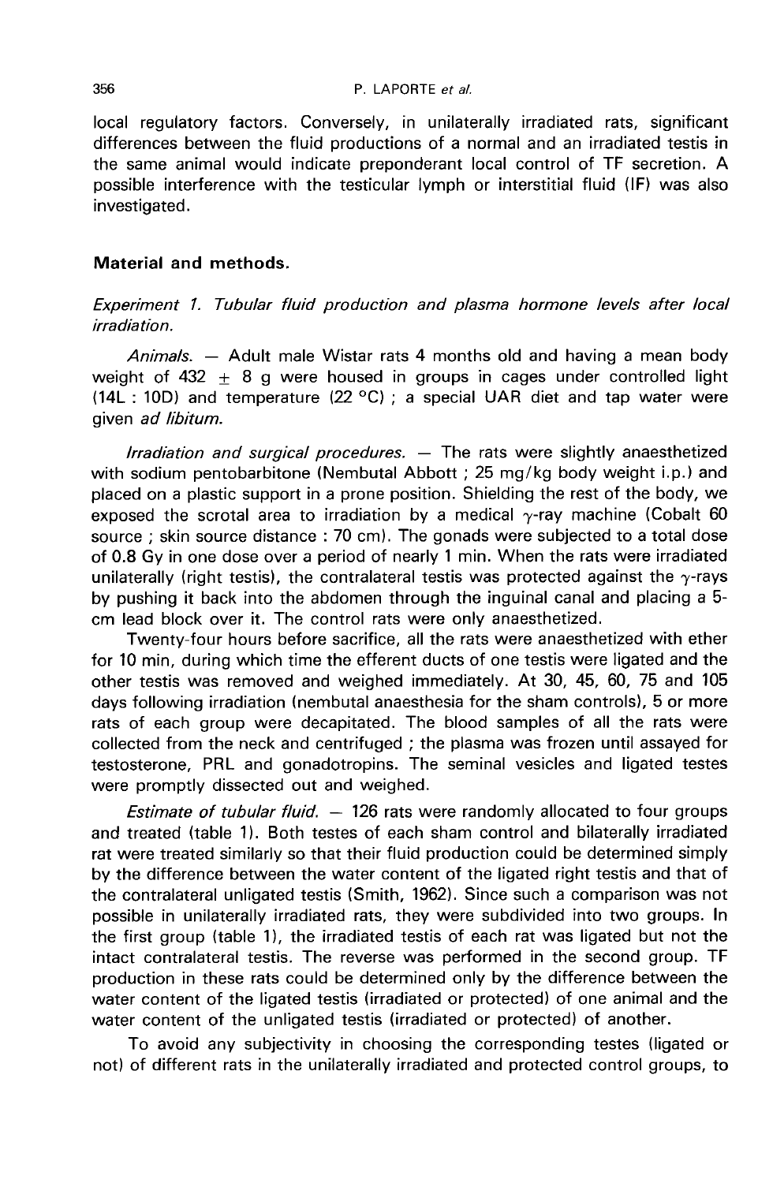local regulatory factors. Conversely, in unilaterally irradiated rats, significant differences between the fluid productions of a normal and an irradiated testis in the same animal would indicate preponderant local control of TF secretion. A possible interference with the testicular lymph or interstitial fluid (IF) was also investigated.

## Material and methods.

*Experiment 1. Tubular fluid production and plasma hormone levels after local irradiation.*

*Animals.* — Adult male Wistar rats 4 months old and having a mean body weight of 432 ± 8 g were housed in groups in cages under controlled light (14L : 10D) and temperature (22 °C) ; a special UAR diet and tap water were given *ad libitum.*

*Irradiation and surgical procedures.* — The rats were slightly anaesthetized with sodium pentobarbitone (Nembutal Abbott ; 25 mg/kg body weight i.p.) and placed on a plastic support in a prone position. Shielding the rest of the body, we exposed the scrotal area to irradiation by a medical $\gamma$-ray machine (Cobalt 60 source ; skin source distance : 70 cm). The gonads were subjected to a total dose of 0.8 Gy in one dose over a period of nearly 1 min. When the rats were irradiated unilaterally (right testis), the contralateral testis was protected against the $\gamma$-rays by pushing it back into the abdomen through the inguinal canal and placing a 5-cm lead block over it. The control rats were only anaesthetized.

Twenty-four hours before sacrifice, all the rats were anaesthetized with ether for 10 min, during which time the efferent ducts of one testis were ligated and the other testis was removed and weighed immediately. At 30, 45, 60, 75 and 105 days following irradiation (nembutal anaesthesia for the sham controls), 5 or more rats of each group were decapitated. The blood samples of all the rats were collected from the neck and centrifuged ; the plasma was frozen until assayed for testosterone, PRL and gonadotropins. The seminal vesicles and ligated testes were promptly dissected out and weighed.

*Estimate of tubular fluid.* — 126 rats were randomly allocated to four groups and treated (table 1). Both testes of each sham control and bilaterally irradiated rat were treated similarly so that their fluid production could be determined simply by the difference between the water content of the ligated right testis and that of the contralateral unligated testis (Smith, 1962). Since such a comparison was not possible in unilaterally irradiated rats, they were subdivided into two groups. In the first group (table 1), the irradiated testis of each rat was ligated but not the intact contralateral testis. The reverse was performed in the second group. TF production in these rats could be determined only by the difference between the water content of the ligated testis (irradiated or protected) of one animal and the water content of the unligated testis (irradiated or protected) of another.

To avoid any subjectivity in choosing the corresponding testes (ligated or not) of different rats in the unilaterally irradiated and protected control groups, to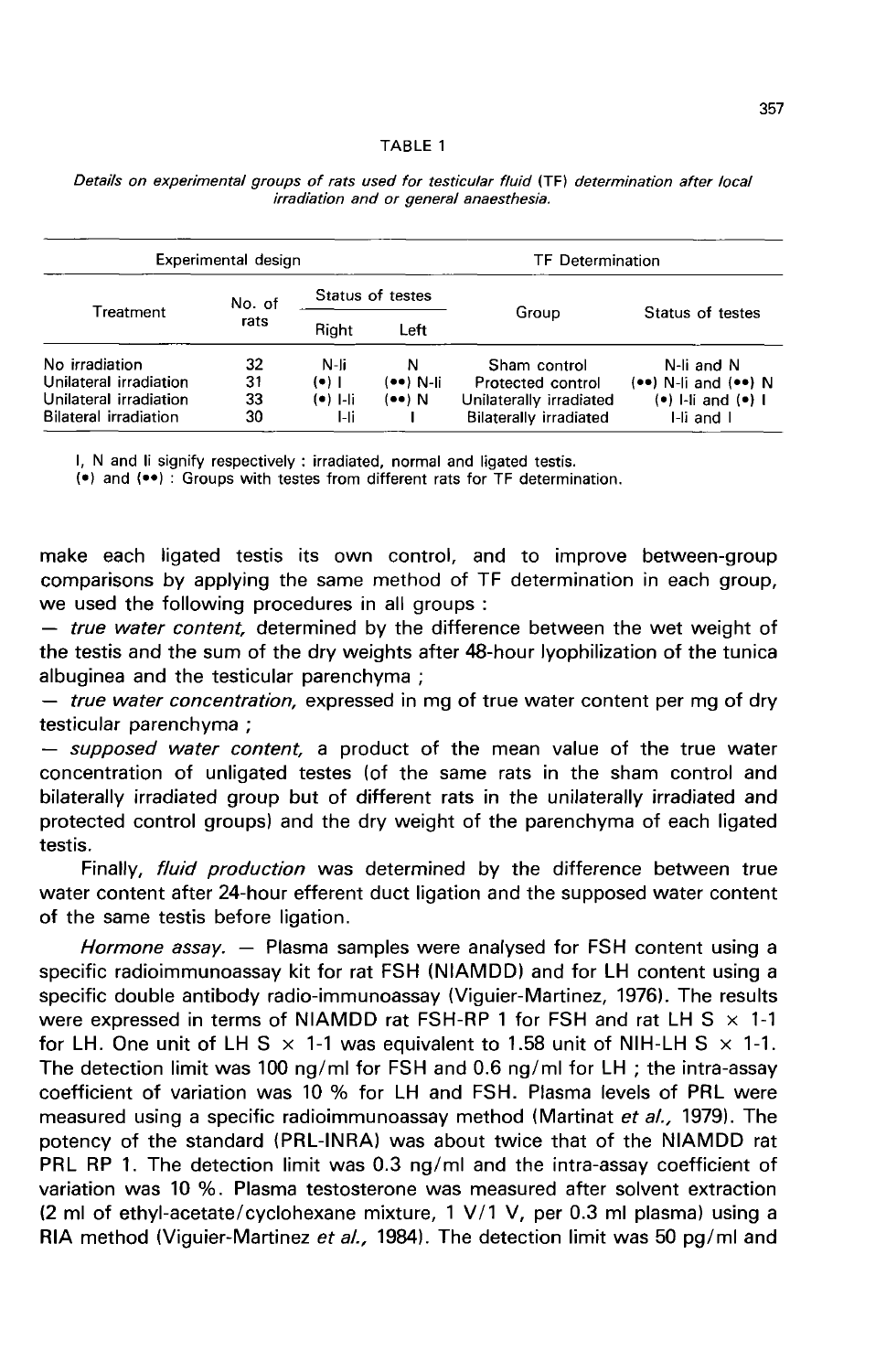TABLE 1

*Details on experimental groups of rats used for testicular fluid (TF) determination after local irradiation and or general anaesthesia.*

| Experimental design | | | | TF Determination | |
|---|---|---|---|---|---|
| Treatment | No. of rats | Status of testes | | Group | Status of testes |
| | | Right | Left | | |
| No irradiation | 32 | N-li | N | Sham control | N-li and N |
| Unilateral irradiation | 31 | (•) I | (••) N-li | Protected control | (••) N-li and (••) N |
| Unilateral irradiation | 33 | (•) I-li | (••) N | Unilaterally irradiated | (•) I-li and (•) I |
| Bilateral irradiation | 30 | I-li | I | Bilaterally irradiated | I-li and I |

I, N and li signify respectively : irradiated, normal and ligated testis.
(•) and (••) : Groups with testes from different rats for TF determination.

make each ligated testis its own control, and to improve between-group comparisons by applying the same method of TF determination in each group, we used the following procedures in all groups :

— *true water content,* determined by the difference between the wet weight of the testis and the sum of the dry weights after 48-hour lyophilization of the tunica albuginea and the testicular parenchyma ;

— *true water concentration,* expressed in mg of true water content per mg of dry testicular parenchyma ;

— *supposed water content,* a product of the mean value of the true water concentration of unligated testes (of the same rats in the sham control and bilaterally irradiated group but of different rats in the unilaterally irradiated and protected control groups) and the dry weight of the parenchyma of each ligated testis.

Finally, *fluid production* was determined by the difference between true water content after 24-hour efferent duct ligation and the supposed water content of the same testis before ligation.

*Hormone assay.* — Plasma samples were analysed for FSH content using a specific radioimmunoassay kit for rat FSH (NIAMDD) and for LH content using a specific double antibody radio-immunoassay (Viguier-Martinez, 1976). The results were expressed in terms of NIAMDD rat FSH-RP 1 for FSH and rat LH S × 1-1 for LH. One unit of LH S × 1-1 was equivalent to 1.58 unit of NIH-LH S × 1-1. The detection limit was 100 ng/ml for FSH and 0.6 ng/ml for LH ; the intra-assay coefficient of variation was 10 % for LH and FSH. Plasma levels of PRL were measured using a specific radioimmunoassay method (Martinat *et al.,* 1979). The potency of the standard (PRL-INRA) was about twice that of the NIAMDD rat PRL RP 1. The detection limit was 0.3 ng/ml and the intra-assay coefficient of variation was 10 %. Plasma testosterone was measured after solvent extraction (2 ml of ethyl-acetate/cyclohexane mixture, 1 V/1 V, per 0.3 ml plasma) using a RIA method (Viguier-Martinez *et al.,* 1984). The detection limit was 50 pg/ml and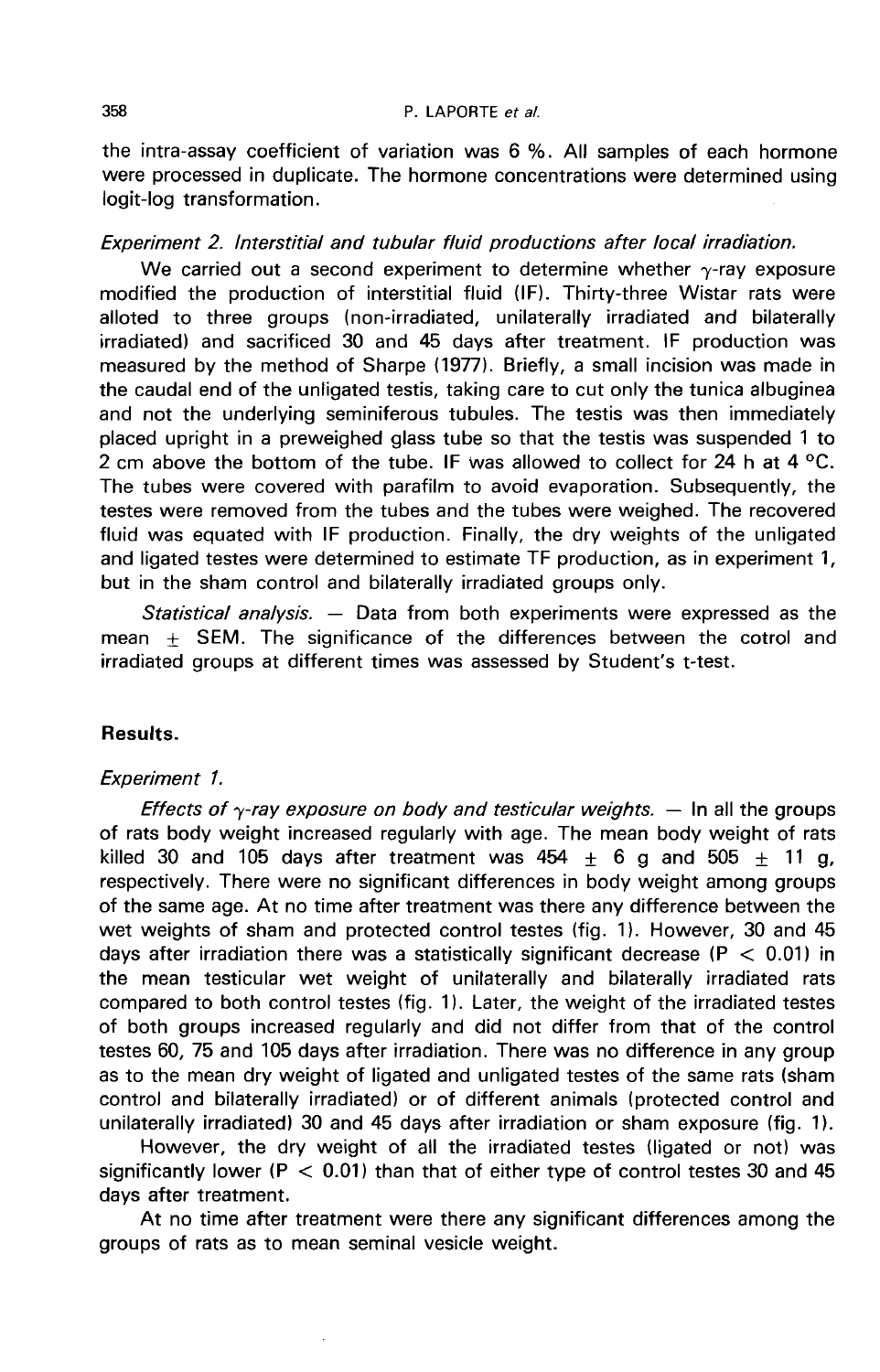the intra-assay coefficient of variation was 6 %. All samples of each hormone were processed in duplicate. The hormone concentrations were determined using logit-log transformation.

*Experiment 2. Interstitial and tubular fluid productions after local irradiation.*

We carried out a second experiment to determine whether $\gamma$-ray exposure modified the production of interstitial fluid (IF). Thirty-three Wistar rats were alloted to three groups (non-irradiated, unilaterally irradiated and bilaterally irradiated) and sacrificed 30 and 45 days after treatment. IF production was measured by the method of Sharpe (1977). Briefly, a small incision was made in the caudal end of the unligated testis, taking care to cut only the tunica albuginea and not the underlying seminiferous tubules. The testis was then immediately placed upright in a preweighed glass tube so that the testis was suspended 1 to 2 cm above the bottom of the tube. IF was allowed to collect for 24 h at 4 °C. The tubes were covered with parafilm to avoid evaporation. Subsequently, the testes were removed from the tubes and the tubes were weighed. The recovered fluid was equated with IF production. Finally, the dry weights of the unligated and ligated testes were determined to estimate TF production, as in experiment 1, but in the sham control and bilaterally irradiated groups only.

*Statistical analysis.* — Data from both experiments were expressed as the mean $\pm$ SEM. The significance of the differences between the cotrol and irradiated groups at different times was assessed by Student's t-test.

## Results.

*Experiment 1.*

*Effects of $\gamma$-ray exposure on body and testicular weights.* — In all the groups of rats body weight increased regularly with age. The mean body weight of rats killed 30 and 105 days after treatment was $454 \pm 6$ g and $505 \pm 11$ g, respectively. There were no significant differences in body weight among groups of the same age. At no time after treatment was there any difference between the wet weights of sham and protected control testes (fig. 1). However, 30 and 45 days after irradiation there was a statistically significant decrease ($P < 0.01$) in the mean testicular wet weight of unilaterally and bilaterally irradiated rats compared to both control testes (fig. 1). Later, the weight of the irradiated testes of both groups increased regularly and did not differ from that of the control testes 60, 75 and 105 days after irradiation. There was no difference in any group as to the mean dry weight of ligated and unligated testes of the same rats (sham control and bilaterally irradiated) or of different animals (protected control and unilaterally irradiated) 30 and 45 days after irradiation or sham exposure (fig. 1).

However, the dry weight of all the irradiated testes (ligated or not) was significantly lower ($P < 0.01$) than that of either type of control testes 30 and 45 days after treatment.

At no time after treatment were there any significant differences among the groups of rats as to mean seminal vesicle weight.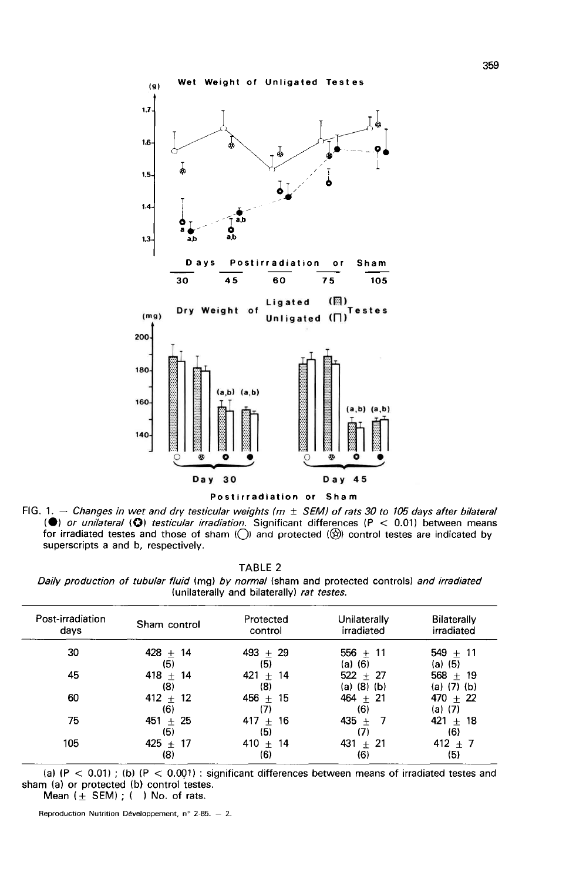FIG. 1. — *Changes in wet and dry testicular weights (m ± SEM) of rats 30 to 105 days after bilateral (●) or unilateral (✪) testicular irradiation.* Significant differences ($P < 0.01$) between means for irradiated testes and those of sham (○) and protected (⊛) control testes are indicated by superscripts a and b, respectively.

TABLE 2

*Daily production of tubular fluid* (mg) *by normal* (sham and protected controls) *and irradiated* (unilaterally and bilaterally) *rat testes.*

| Post-irradiation days | Sham control | Protected control | Unilaterally irradiated | Bilaterally irradiated |
|---|---|---|---|---|
| 30 | 428 ± 14 (5) | 493 ± 29 (5) | 556 ± 11 (a) (6) | 549 ± 11 (a) (5) |
| 45 | 418 ± 14 (8) | 421 ± 14 (8) | 522 ± 27 (a) (8) (b) | 568 ± 19 (a) (7) (b) |
| 60 | 412 ± 12 (6) | 456 ± 15 (7) | 464 ± 21 (6) | 470 ± 22 (a) (7) |
| 75 | 451 ± 25 (5) | 417 ± 16 (5) | 435 ± 7 (7) | 421 ± 18 (6) |
| 105 | 425 ± 17 (8) | 410 ± 14 (6) | 431 ± 21 (6) | 412 ± 7 (5) |

(a) ($P < 0.01$) ; (b) ($P < 0.001$) : significant differences between means of irradiated testes and sham (a) or protected (b) control testes.

Mean (± SEM) ; ( ) No. of rats.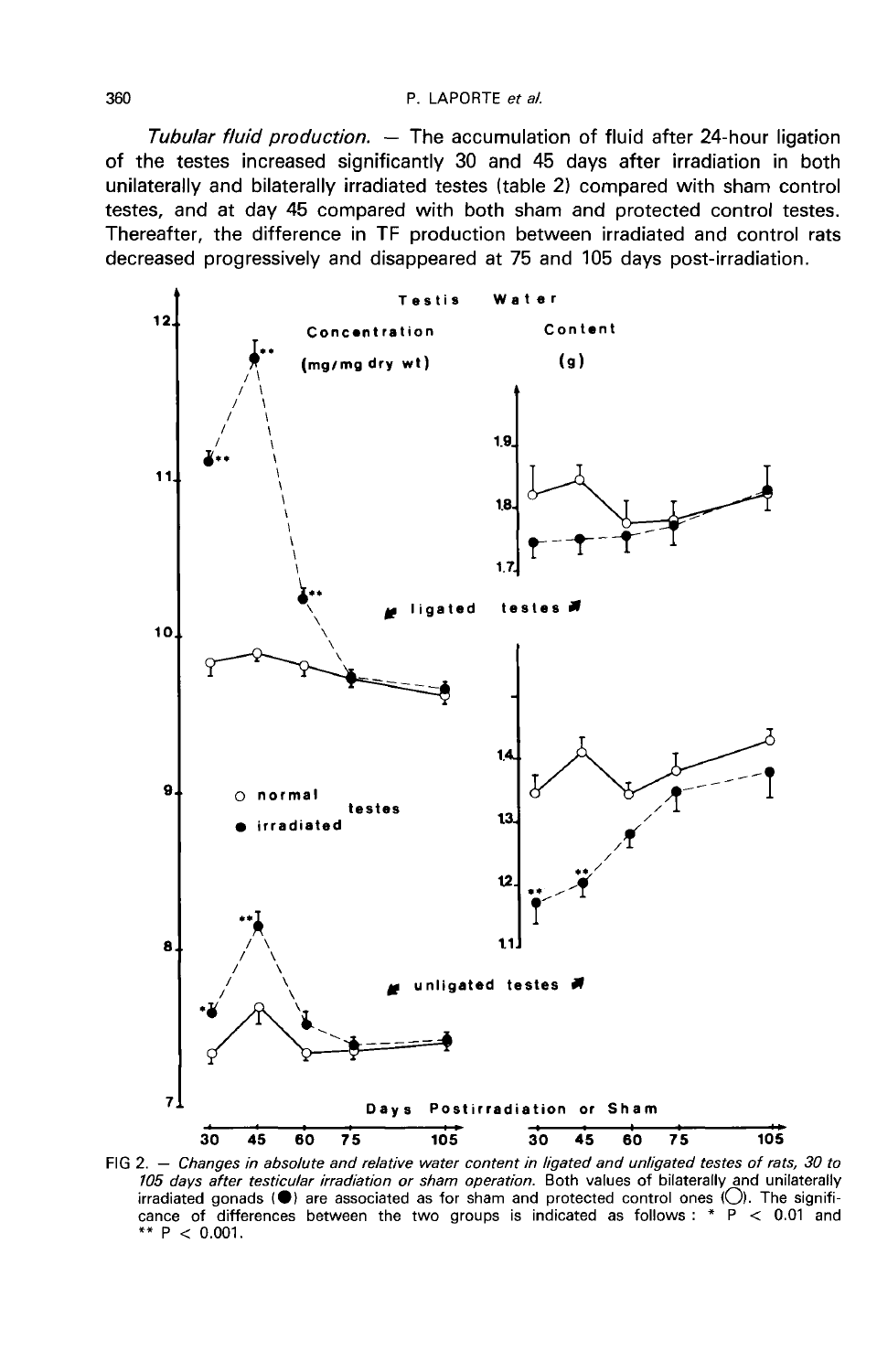*Tubular fluid production.* — The accumulation of fluid after 24-hour ligation of the testes increased significantly 30 and 45 days after irradiation in both unilaterally and bilaterally irradiated testes (table 2) compared with sham control testes, and at day 45 compared with both sham and protected control testes. Thereafter, the difference in TF production between irradiated and control rats decreased progressively and disappeared at 75 and 105 days post-irradiation.

FIG 2. — *Changes in absolute and relative water content in ligated and unligated testes of rats, 30 to 105 days after testicular irradiation or sham operation.* Both values of bilaterally and unilaterally irradiated gonads (●) are associated as for sham and protected control ones (○). The significance of differences between the two groups is indicated as follows : * $P < 0.01$ and ** $P < 0.001$.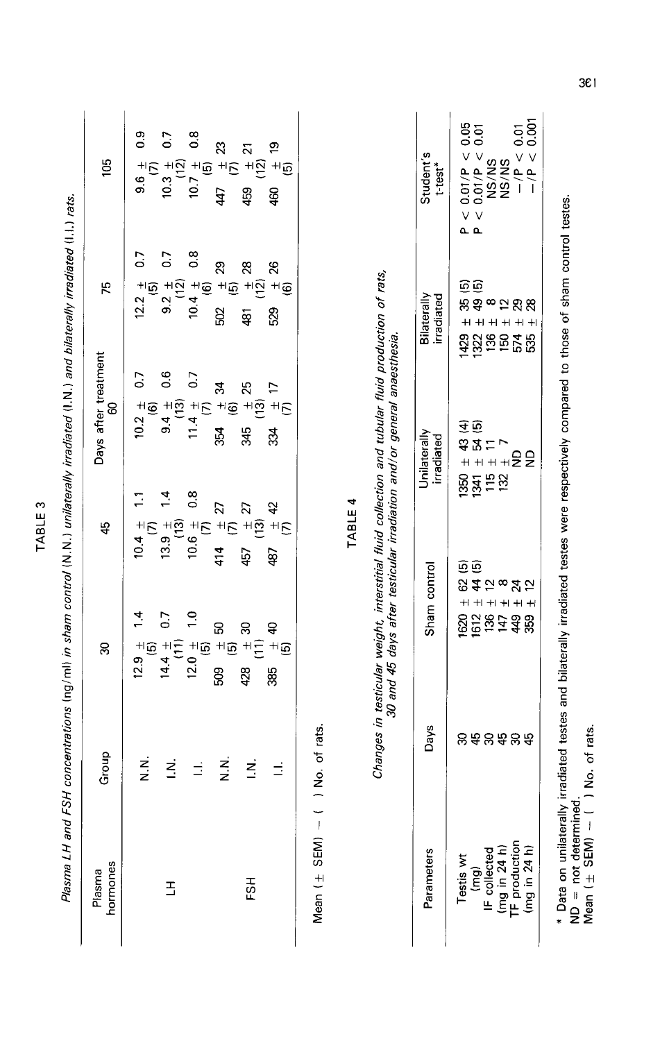TABLE 3

*Plasma LH and FSH concentrations (ng/ml) in sham control (N.N.) unilaterally irradiated (I.N.) and bilaterally irradiated (I.I.) rats.*

| Plasma hormones | Group | Days after treatment | | | | |
|---|---|---|---|---|---|---|
| | | 30 | 45 | 60 | 75 | 105 |
| LH | N.N. | 12.9 ± 1.4 (5) | 10.4 ± 1.1 (7) | 10.2 ± 0.7 (6) | 12.2 ± 0.7 (5) | 9.6 ± 0.9 (7) |
| | I.N. | 14.4 ± 0.7 (11) | 13.9 ± 1.4 (13) | 9.4 ± 0.6 (13) | 9.2 ± 0.7 (12) | 10.3 ± 0.7 (12) |
| | I.I. | 12.0 ± 1.0 (5) | 10.6 ± 0.8 (7) | 11.4 ± 0.7 (7) | 10.4 ± 0.8 (6) | 10.7 ± 0.8 (5) |
| FSH | N.N. | 509 ± 50 (5) | 414 ± 27 (7) | 354 ± 34 (6) | 502 ± 29 (5) | 447 ± 23 (7) |
| | I.N. | 428 ± 30 (11) | 457 ± 27 (13) | 345 ± 25 (13) | 481 ± 28 (12) | 459 ± 21 (12) |
| | I.I. | 385 ± 40 (5) | 487 ± 42 (7) | 334 ± 17 (7) | 529 ± 26 (6) | 460 ± 19 (5) |

Mean (± SEM) — ( ) No. of rats.

TABLE 4

*Changes in testicular weight, interstitial fluid collection and tubular fluid production of rats, 30 and 45 days after testicular irradiation and/or general anaesthesia.*

| Parameters | Days | Sham control | Unilaterally irradiated | Bilaterally irradiated | Student's t-test* |
|---|---|---|---|---|---|
| Testis wt (mg) | 30 | 1620 ± 62 (5) | 1350 ± 43 (4) | 1429 ± 35 (5) | P < 0.01/P < 0.05 |
| | 45 | 1612 ± 44 (5) | 1341 ± 54 (5) | 1322 ± 49 (5) | P < 0.01/P < 0.01 |
| IF collected (mg in 24 h) | 30 | 136 ± 12 | 115 ± 11 | 136 ± 8 | NS/NS |
| | 45 | 147 ± 8 | 132 ± 7 | 150 ± 12 | NS/NS |
| TF production (mg in 24 h) | 30 | 449 ± 24 | ND | 574 ± 29 | —/P < 0.01 |
| | 45 | 359 ± 12 | ND | 535 ± 28 | —/P < 0.001 |

\* Data on unilaterally irradiated testes and bilaterally irradiated testes were respectively compared to those of sham control testes.
ND = not determined.
Mean (± SEM) — ( ) No. of rats.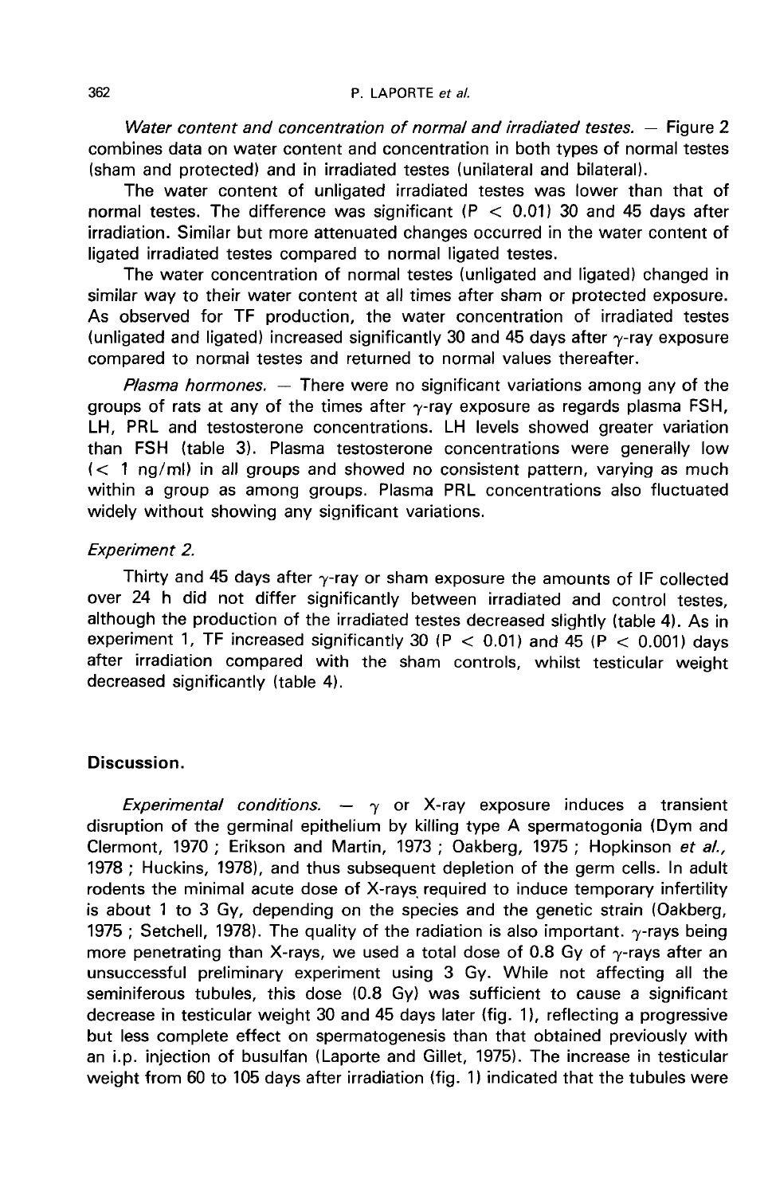*Water content and concentration of normal and irradiated testes.* — Figure 2 combines data on water content and concentration in both types of normal testes (sham and protected) and in irradiated testes (unilateral and bilateral).

The water content of unligated irradiated testes was lower than that of normal testes. The difference was significant ($P < 0.01$) 30 and 45 days after irradiation. Similar but more attenuated changes occurred in the water content of ligated irradiated testes compared to normal ligated testes.

The water concentration of normal testes (unligated and ligated) changed in similar way to their water content at all times after sham or protected exposure. As observed for TF production, the water concentration of irradiated testes (unligated and ligated) increased significantly 30 and 45 days after $\gamma$-ray exposure compared to normal testes and returned to normal values thereafter.

*Plasma hormones.* — There were no significant variations among any of the groups of rats at any of the times after $\gamma$-ray exposure as regards plasma FSH, LH, PRL and testosterone concentrations. LH levels showed greater variation than FSH (table 3). Plasma testosterone concentrations were generally low ($< 1$ ng/ml) in all groups and showed no consistent pattern, varying as much within a group as among groups. Plasma PRL concentrations also fluctuated widely without showing any significant variations.

### *Experiment 2.*

Thirty and 45 days after $\gamma$-ray or sham exposure the amounts of IF collected over 24 h did not differ significantly between irradiated and control testes, although the production of the irradiated testes decreased slightly (table 4). As in experiment 1, TF increased significantly 30 ($P < 0.01$) and 45 ($P < 0.001$) days after irradiation compared with the sham controls, whilst testicular weight decreased significantly (table 4).

## Discussion.

*Experimental conditions.* — $\gamma$ or X-ray exposure induces a transient disruption of the germinal epithelium by killing type A spermatogonia (Dym and Clermont, 1970 ; Erikson and Martin, 1973 ; Oakberg, 1975 ; Hopkinson *et al.*, 1978 ; Huckins, 1978), and thus subsequent depletion of the germ cells. In adult rodents the minimal acute dose of X-rays required to induce temporary infertility is about 1 to 3 Gy, depending on the species and the genetic strain (Oakberg, 1975 ; Setchell, 1978). The quality of the radiation is also important. $\gamma$-rays being more penetrating than X-rays, we used a total dose of 0.8 Gy of $\gamma$-rays after an unsuccessful preliminary experiment using 3 Gy. While not affecting all the seminiferous tubules, this dose (0.8 Gy) was sufficient to cause a significant decrease in testicular weight 30 and 45 days later (fig. 1), reflecting a progressive but less complete effect on spermatogenesis than that obtained previously with an i.p. injection of busulfan (Laporte and Gillet, 1975). The increase in testicular weight from 60 to 105 days after irradiation (fig. 1) indicated that the tubules were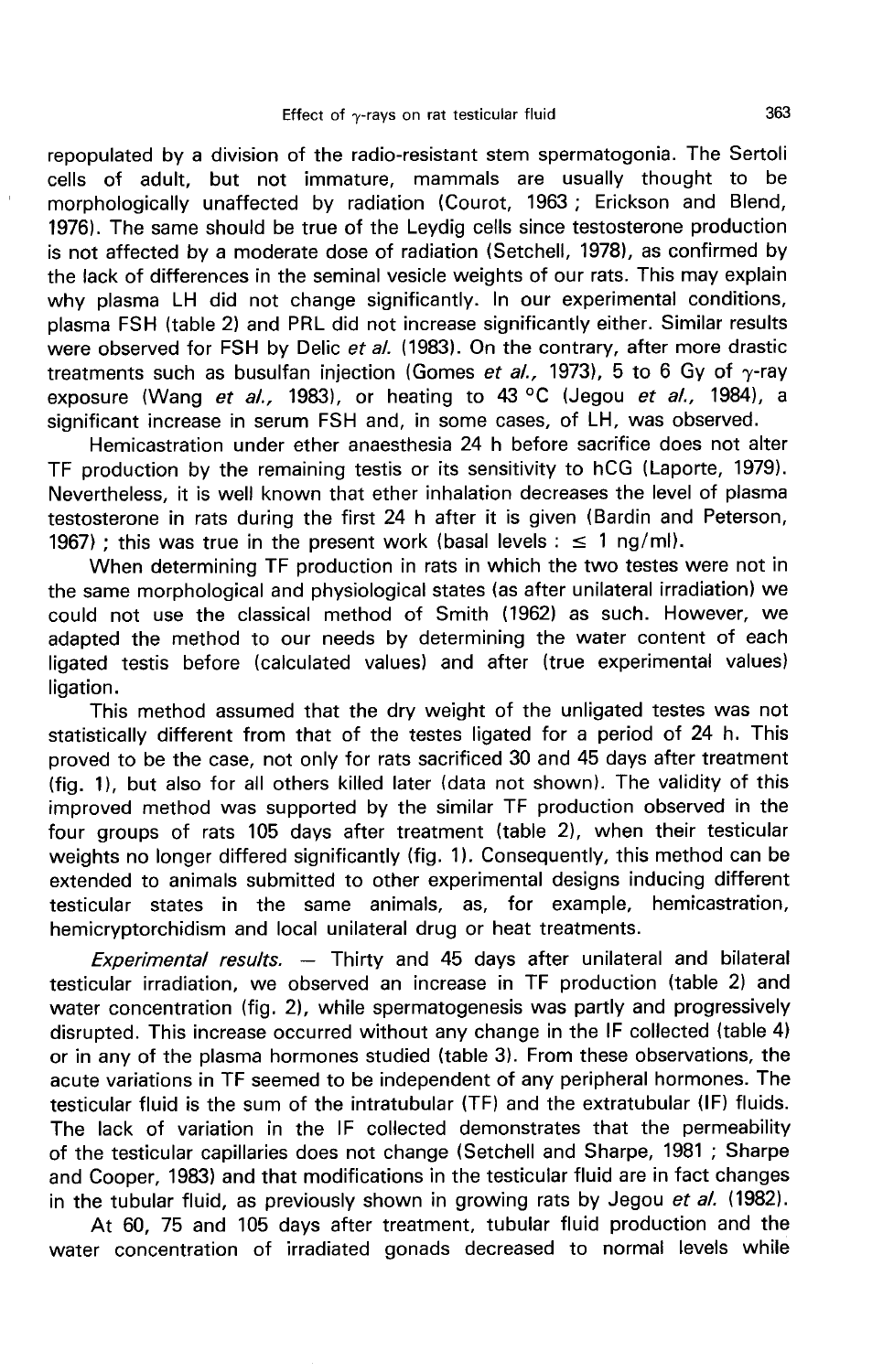repopulated by a division of the radio-resistant stem spermatogonia. The Sertoli cells of adult, but not immature, mammals are usually thought to be morphologically unaffected by radiation (Courot, 1963 ; Erickson and Blend, 1976). The same should be true of the Leydig cells since testosterone production is not affected by a moderate dose of radiation (Setchell, 1978), as confirmed by the lack of differences in the seminal vesicle weights of our rats. This may explain why plasma LH did not change significantly. In our experimental conditions, plasma FSH (table 2) and PRL did not increase significantly either. Similar results were observed for FSH by Delic *et al.* (1983). On the contrary, after more drastic treatments such as busulfan injection (Gomes *et al.,* 1973), 5 to 6 Gy of $\gamma$-ray exposure (Wang *et al.,* 1983), or heating to 43 °C (Jegou *et al.,* 1984), a significant increase in serum FSH and, in some cases, of LH, was observed.

Hemicastration under ether anaesthesia 24 h before sacrifice does not alter TF production by the remaining testis or its sensitivity to hCG (Laporte, 1979). Nevertheless, it is well known that ether inhalation decreases the level of plasma testosterone in rats during the first 24 h after it is given (Bardin and Peterson, 1967) ; this was true in the present work (basal levels : $\leq$ 1 ng/ml).

When determining TF production in rats in which the two testes were not in the same morphological and physiological states (as after unilateral irradiation) we could not use the classical method of Smith (1962) as such. However, we adapted the method to our needs by determining the water content of each ligated testis before (calculated values) and after (true experimental values) ligation.

This method assumed that the dry weight of the unligated testes was not statistically different from that of the testes ligated for a period of 24 h. This proved to be the case, not only for rats sacrificed 30 and 45 days after treatment (fig. 1), but also for all others killed later (data not shown). The validity of this improved method was supported by the similar TF production observed in the four groups of rats 105 days after treatment (table 2), when their testicular weights no longer differed significantly (fig. 1). Consequently, this method can be extended to animals submitted to other experimental designs inducing different testicular states in the same animals, as, for example, hemicastration, hemicryptorchidism and local unilateral drug or heat treatments.

*Experimental results.* — Thirty and 45 days after unilateral and bilateral testicular irradiation, we observed an increase in TF production (table 2) and water concentration (fig. 2), while spermatogenesis was partly and progressively disrupted. This increase occurred without any change in the IF collected (table 4) or in any of the plasma hormones studied (table 3). From these observations, the acute variations in TF seemed to be independent of any peripheral hormones. The testicular fluid is the sum of the intratubular (TF) and the extratubular (IF) fluids. The lack of variation in the IF collected demonstrates that the permeability of the testicular capillaries does not change (Setchell and Sharpe, 1981 ; Sharpe and Cooper, 1983) and that modifications in the testicular fluid are in fact changes in the tubular fluid, as previously shown in growing rats by Jegou *et al.* (1982).

At 60, 75 and 105 days after treatment, tubular fluid production and the water concentration of irradiated gonads decreased to normal levels while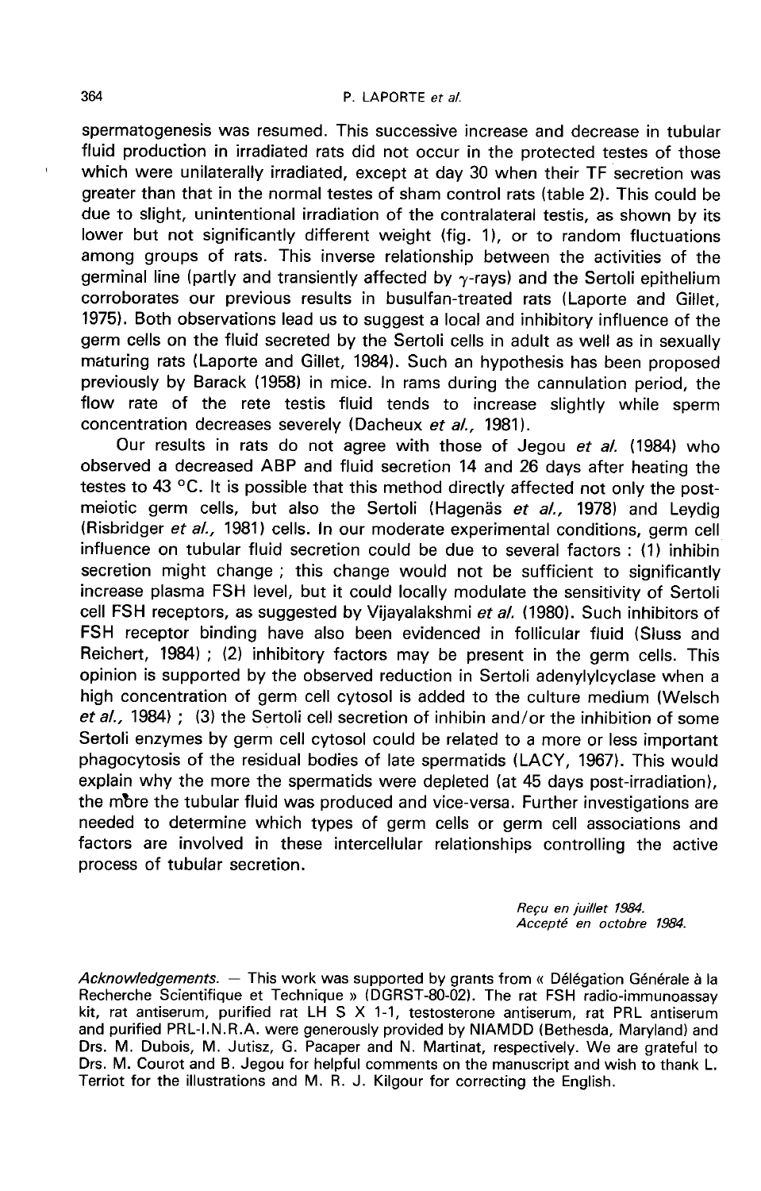spermatogenesis was resumed. This successive increase and decrease in tubular fluid production in irradiated rats did not occur in the protected testes of those which were unilaterally irradiated, except at day 30 when their TF secretion was greater than that in the normal testes of sham control rats (table 2). This could be due to slight, unintentional irradiation of the contralateral testis, as shown by its lower but not significantly different weight (fig. 1), or to random fluctuations among groups of rats. This inverse relationship between the activities of the germinal line (partly and transiently affected by $\gamma$-rays) and the Sertoli epithelium corroborates our previous results in busulfan-treated rats (Laporte and Gillet, 1975). Both observations lead us to suggest a local and inhibitory influence of the germ cells on the fluid secreted by the Sertoli cells in adult as well as in sexually maturing rats (Laporte and Gillet, 1984). Such an hypothesis has been proposed previously by Barack (1958) in mice. In rams during the cannulation period, the flow rate of the rete testis fluid tends to increase slightly while sperm concentration decreases severely (Dacheux *et al.,* 1981).

Our results in rats do not agree with those of Jegou *et al.* (1984) who observed a decreased ABP and fluid secretion 14 and 26 days after heating the testes to 43 °C. It is possible that this method directly affected not only the post-meiotic germ cells, but also the Sertoli (Hagenäs *et al.,* 1978) and Leydig (Risbridger *et al.,* 1981) cells. In our moderate experimental conditions, germ cell influence on tubular fluid secretion could be due to several factors : (1) inhibin secretion might change ; this change would not be sufficient to significantly increase plasma FSH level, but it could locally modulate the sensitivity of Sertoli cell FSH receptors, as suggested by Vijayalakshmi *et al.* (1980). Such inhibitors of FSH receptor binding have also been evidenced in follicular fluid (Sluss and Reichert, 1984) ; (2) inhibitory factors may be present in the germ cells. This opinion is supported by the observed reduction in Sertoli adenylylcyclase when a high concentration of germ cell cytosol is added to the culture medium (Welsch *et al.,* 1984) ; (3) the Sertoli cell secretion of inhibin and/or the inhibition of some Sertoli enzymes by germ cell cytosol could be related to a more or less important phagocytosis of the residual bodies of late spermatids (LACY, 1967). This would explain why the more the spermatids were depleted (at 45 days post-irradiation), the more the tubular fluid was produced and vice-versa. Further investigations are needed to determine which types of germ cells or germ cell associations and factors are involved in these intercellular relationships controlling the active process of tubular secretion.

*Reçu en juillet 1984.*
*Accepté en octobre 1984.*

*Acknowledgements.* — This work was supported by grants from « Délégation Générale à la Recherche Scientifique et Technique » (DGRST-80-02). The rat FSH radio-immunoassay kit, rat antiserum, purified rat LH S X 1-1, testosterone antiserum, rat PRL antiserum and purified PRL-I.N.R.A. were generously provided by NIAMDD (Bethesda, Maryland) and Drs. M. Dubois, M. Jutisz, G. Pacaper and N. Martinat, respectively. We are grateful to Drs. M. Courot and B. Jegou for helpful comments on the manuscript and wish to thank L. Terriot for the illustrations and M. R. J. Kilgour for correcting the English.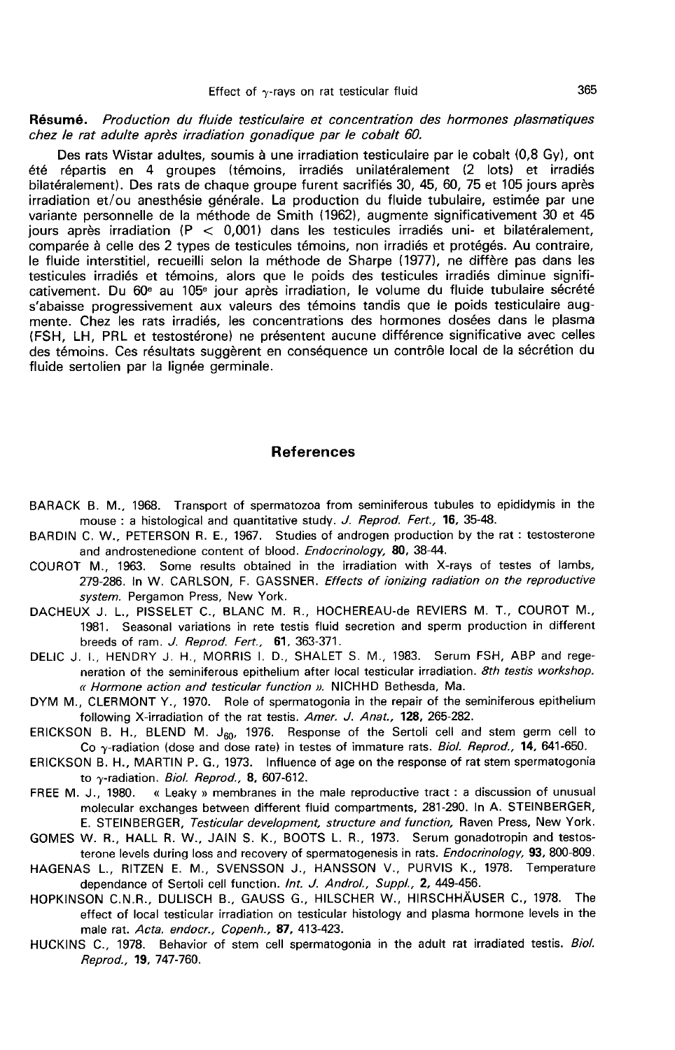**Résumé.** *Production du fluide testiculaire et concentration des hormones plasmatiques chez le rat adulte après irradiation gonadique par le cobalt 60.*

Des rats Wistar adultes, soumis à une irradiation testiculaire par le cobalt (0,8 Gy), ont été répartis en 4 groupes (témoins, irradiés unilatéralement (2 lots) et irradiés bilatéralement). Des rats de chaque groupe furent sacrifiés 30, 45, 60, 75 et 105 jours après irradiation et/ou anesthésie générale. La production du fluide tubulaire, estimée par une variante personnelle de la méthode de Smith (1962), augmente significativement 30 et 45 jours après irradiation ($P < 0,001$) dans les testicules irradiés uni- et bilatéralement, comparée à celle des 2 types de testicules témoins, non irradiés et protégés. Au contraire, le fluide interstitiel, recueilli selon la méthode de Sharpe (1977), ne diffère pas dans les testicules irradiés et témoins, alors que le poids des testicules irradiés diminue significativement. Du 60e au 105e jour après irradiation, le volume du fluide tubulaire sécrété s'abaisse progressivement aux valeurs des témoins tandis que le poids testiculaire augmente. Chez les rats irradiés, les concentrations des hormones dosées dans le plasma (FSH, LH, PRL et testostérone) ne présentent aucune différence significative avec celles des témoins. Ces résultats suggèrent en conséquence un contrôle local de la sécrétion du fluide sertolien par la lignée germinale.

## References

BARACK B. M., 1968. Transport of spermatozoa from seminiferous tubules to epididymis in the mouse : a histological and quantitative study. *J. Reprod. Fert.*, **16**, 35-48.

BARDIN C. W., PETERSON R. E., 1967. Studies of androgen production by the rat : testosterone and androstenedione content of blood. *Endocrinology*, **80**, 38-44.

COUROT M., 1963. Some results obtained in the irradiation with X-rays of testes of lambs, 279-286. In W. CARLSON, F. GASSNER. *Effects of ionizing radiation on the reproductive system.* Pergamon Press, New York.

DACHEUX J. L., PISSELET C., BLANC M. R., HOCHEREAU-de REVIERS M. T., COUROT M., 1981. Seasonal variations in rete testis fluid secretion and sperm production in different breeds of ram. *J. Reprod. Fert.*, **61**, 363-371.

DELIC J. I., HENDRY J. H., MORRIS I. D., SHALET S. M., 1983. Serum FSH, ABP and regeneration of the seminiferous epithelium after local testicular irradiation. *8th testis workshop. « Hormone action and testicular function ».* NICHHD Bethesda, Ma.

DYM M., CLERMONT Y., 1970. Role of spermatogonia in the repair of the seminiferous epithelium following X-irradiation of the rat testis. *Amer. J. Anat.*, **128**, 265-282.

ERICKSON B. H., BLEND M. $J_{60}$, 1976. Response of the Sertoli cell and stem germ cell to Co $\gamma$-radiation (dose and dose rate) in testes of immature rats. *Biol. Reprod.*, **14**, 641-650.

ERICKSON B. H., MARTIN P. G., 1973. Influence of age on the response of rat stem spermatogonia to $\gamma$-radiation. *Biol. Reprod.*, **8**, 607-612.

FREE M. J., 1980. « Leaky » membranes in the male reproductive tract : a discussion of unusual molecular exchanges between different fluid compartments, 281-290. In A. STEINBERGER, E. STEINBERGER, *Testicular development, structure and function,* Raven Press, New York.

GOMES W. R., HALL R. W., JAIN S. K., BOOTS L. R., 1973. Serum gonadotropin and testosterone levels during loss and recovery of spermatogenesis in rats. *Endocrinology*, **93**, 800-809.

HAGENAS L., RITZEN E. M., SVENSSON J., HANSSON V., PURVIS K., 1978. Temperature dependance of Sertoli cell function. *Int. J. Androl., Suppl.*, **2**, 449-456.

HOPKINSON C.N.R., DULISCH B., GAUSS G., HILSCHER W., HIRSCHHÄUSER C., 1978. The effect of local testicular irradiation on testicular histology and plasma hormone levels in the male rat. *Acta. endocr., Copenh.*, **87**, 413-423.

HUCKINS C., 1978. Behavior of stem cell spermatogonia in the adult rat irradiated testis. *Biol. Reprod.*, **19**, 747-760.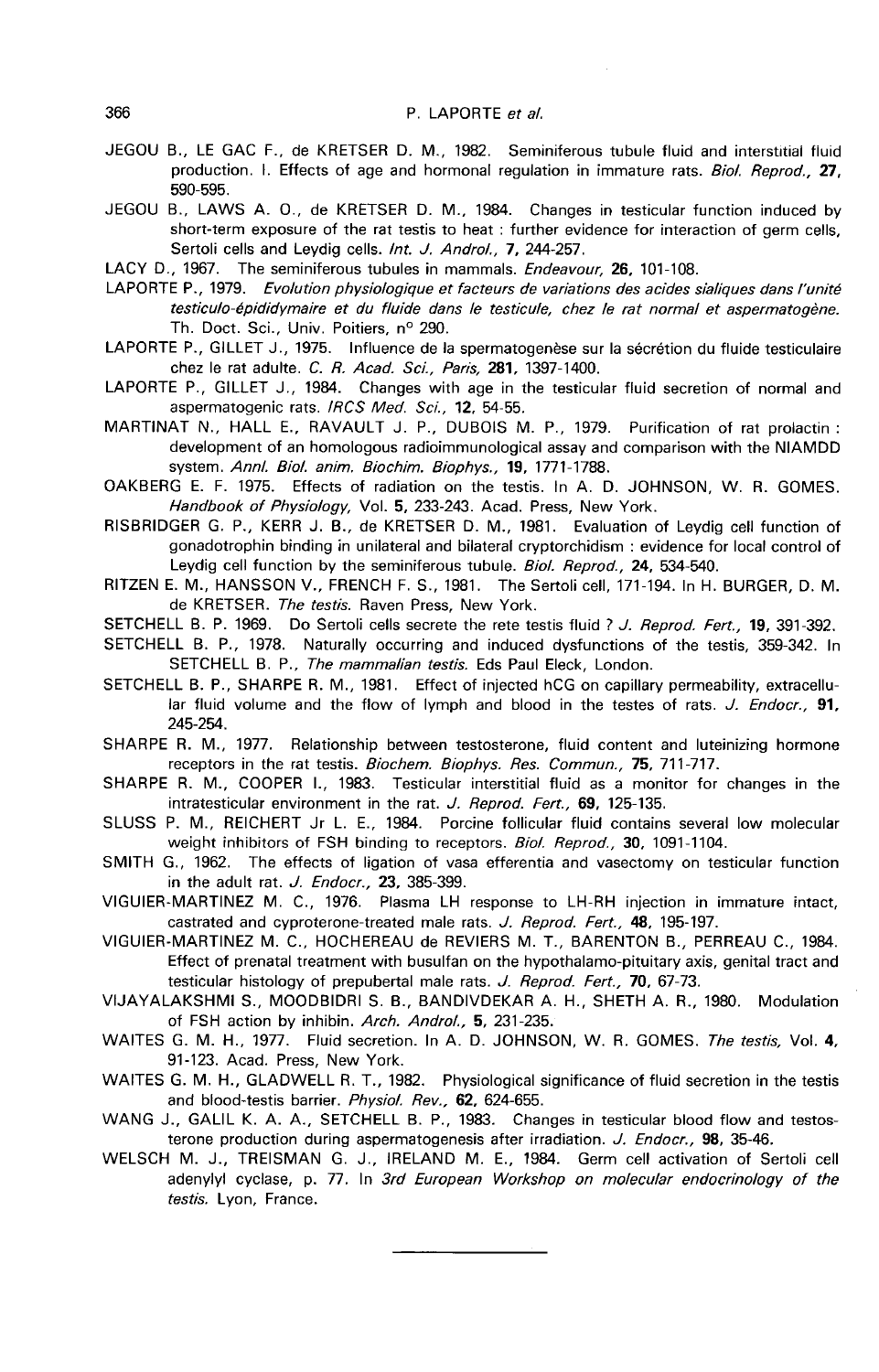JEGOU B., LE GAC F., de KRETSER D. M., 1982. Seminiferous tubule fluid and interstitial fluid production. I. Effects of age and hormonal regulation in immature rats. *Biol. Reprod.*, **27**, 590-595.

JEGOU B., LAWS A. O., de KRETSER D. M., 1984. Changes in testicular function induced by short-term exposure of the rat testis to heat : further evidence for interaction of germ cells, Sertoli cells and Leydig cells. *Int. J. Androl.*, **7**, 244-257.

LACY D., 1967. The seminiferous tubules in mammals. *Endeavour*, **26**, 101-108.

LAPORTE P., 1979. *Evolution physiologique et facteurs de variations des acides sialiques dans l'unité testiculo-épididymaire et du fluide dans le testicule, chez le rat normal et aspermatogène.* Th. Doct. Sci., Univ. Poitiers, n° 290.

LAPORTE P., GILLET J., 1975. Influence de la spermatogenèse sur la sécrétion du fluide testiculaire chez le rat adulte. *C. R. Acad. Sci., Paris*, **281**, 1397-1400.

LAPORTE P., GILLET J., 1984. Changes with age in the testicular fluid secretion of normal and aspermatogenic rats. *IRCS Med. Sci.*, **12**, 54-55.

MARTINAT N., HALL E., RAVAULT J. P., DUBOIS M. P., 1979. Purification of rat prolactin : development of an homologous radioimmunological assay and comparison with the NIAMDD system. *Annl. Biol. anim. Biochim. Biophys.*, **19**, 1771-1788.

OAKBERG E. F. 1975. Effects of radiation on the testis. In A. D. JOHNSON, W. R. GOMES. *Handbook of Physiology*, Vol. **5**, 233-243. Acad. Press, New York.

RISBRIDGER G. P., KERR J. B., de KRETSER D. M., 1981. Evaluation of Leydig cell function of gonadotrophin binding in unilateral and bilateral cryptorchidism : evidence for local control of Leydig cell function by the seminiferous tubule. *Biol. Reprod.*, **24**, 534-540.

RITZEN E. M., HANSSON V., FRENCH F. S., 1981. The Sertoli cell, 171-194. In H. BURGER, D. M. de KRETSER. *The testis.* Raven Press, New York.

SETCHELL B. P. 1969. Do Sertoli cells secrete the rete testis fluid ? *J. Reprod. Fert.*, **19**, 391-392.

SETCHELL B. P., 1978. Naturally occurring and induced dysfunctions of the testis, 359-342. In SETCHELL B. P., *The mammalian testis.* Eds Paul Eleck, London.

SETCHELL B. P., SHARPE R. M., 1981. Effect of injected hCG on capillary permeability, extracellular fluid volume and the flow of lymph and blood in the testes of rats. *J. Endocr.*, **91**, 245-254.

SHARPE R. M., 1977. Relationship between testosterone, fluid content and luteinizing hormone receptors in the rat testis. *Biochem. Biophys. Res. Commun.*, **75**, 711-717.

SHARPE R. M., COOPER I., 1983. Testicular interstitial fluid as a monitor for changes in the intratesticular environment in the rat. *J. Reprod. Fert.*, **69**, 125-135.

SLUSS P. M., REICHERT Jr L. E., 1984. Porcine follicular fluid contains several low molecular weight inhibitors of FSH binding to receptors. *Biol. Reprod.*, **30**, 1091-1104.

SMITH G., 1962. The effects of ligation of vasa efferentia and vasectomy on testicular function in the adult rat. *J. Endocr.*, **23**, 385-399.

VIGUIER-MARTINEZ M. C., 1976. Plasma LH response to LH-RH injection in immature intact, castrated and cyproterone-treated male rats. *J. Reprod. Fert.*, **48**, 195-197.

VIGUIER-MARTINEZ M. C., HOCHEREAU de REVIERS M. T., BARENTON B., PERREAU C., 1984. Effect of prenatal treatment with busulfan on the hypothalamo-pituitary axis, genital tract and testicular histology of prepubertal male rats. *J. Reprod. Fert.*, **70**, 67-73.

VIJAYALAKSHMI S., MOODBIDRI S. B., BANDIVDEKAR A. H., SHETH A. R., 1980. Modulation of FSH action by inhibin. *Arch. Androl.*, **5**, 231-235.

WAITES G. M. H., 1977. Fluid secretion. In A. D. JOHNSON, W. R. GOMES. *The testis*, Vol. **4**, 91-123. Acad. Press, New York.

WAITES G. M. H., GLADWELL R. T., 1982. Physiological significance of fluid secretion in the testis and blood-testis barrier. *Physiol. Rev.*, **62**, 624-655.

WANG J., GALIL K. A. A., SETCHELL B. P., 1983. Changes in testicular blood flow and testosterone production during aspermatogenesis after irradiation. *J. Endocr.*, **98**, 35-46.

WELSCH M. J., TREISMAN G. J., IRELAND M. E., 1984. Germ cell activation of Sertoli cell adenylyl cyclase, p. 77. In *3rd European Workshop on molecular endocrinology of the testis.* Lyon, France.